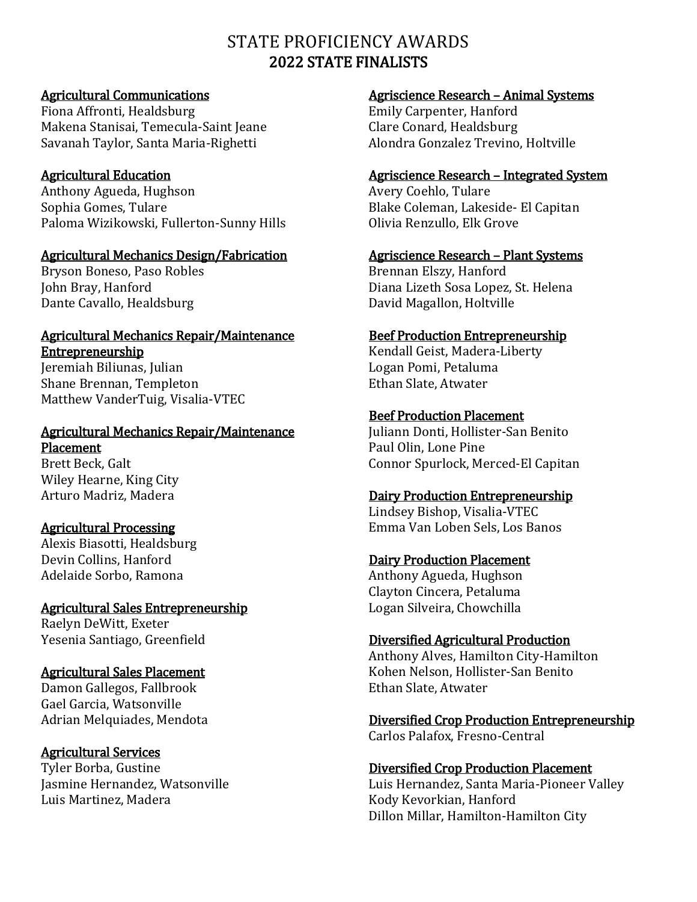# STATE PROFICIENCY AWARDS
## 2022 STATE FINALISTS

**Agricultural Communications**
Fiona Affronti, Healdsburg
Makena Stanisai, Temecula-Saint Jeane
Savanah Taylor, Santa Maria-Righetti

**Agricultural Education**
Anthony Agueda, Hughson
Sophia Gomes, Tulare
Paloma Wizikowski, Fullerton-Sunny Hills

**Agricultural Mechanics Design/Fabrication**
Bryson Boneso, Paso Robles
John Bray, Hanford
Dante Cavallo, Healdsburg

**Agricultural Mechanics Repair/Maintenance Entrepreneurship**
Jeremiah Biliunas, Julian
Shane Brennan, Templeton
Matthew VanderTuig, Visalia-VTEC

**Agricultural Mechanics Repair/Maintenance Placement**
Brett Beck, Galt
Wiley Hearne, King City
Arturo Madriz, Madera

**Agricultural Processing**
Alexis Biasotti, Healdsburg
Devin Collins, Hanford
Adelaide Sorbo, Ramona

**Agricultural Sales Entrepreneurship**
Raelyn DeWitt, Exeter
Yesenia Santiago, Greenfield

**Agricultural Sales Placement**
Damon Gallegos, Fallbrook
Gael Garcia, Watsonville
Adrian Melquiades, Mendota

**Agricultural Services**
Tyler Borba, Gustine
Jasmine Hernandez, Watsonville
Luis Martinez, Madera

**Agriscience Research – Animal Systems**
Emily Carpenter, Hanford
Clare Conard, Healdsburg
Alondra Gonzalez Trevino, Holtville

**Agriscience Research – Integrated System**
Avery Coehlo, Tulare
Blake Coleman, Lakeside- El Capitan
Olivia Renzullo, Elk Grove

**Agriscience Research – Plant Systems**
Brennan Elszy, Hanford
Diana Lizeth Sosa Lopez, St. Helena
David Magallon, Holtville

**Beef Production Entrepreneurship**
Kendall Geist, Madera-Liberty
Logan Pomi, Petaluma
Ethan Slate, Atwater

**Beef Production Placement**
Juliann Donti, Hollister-San Benito
Paul Olin, Lone Pine
Connor Spurlock, Merced-El Capitan

**Dairy Production Entrepreneurship**
Lindsey Bishop, Visalia-VTEC
Emma Van Loben Sels, Los Banos

**Dairy Production Placement**
Anthony Agueda, Hughson
Clayton Cincera, Petaluma
Logan Silveira, Chowchilla

**Diversified Agricultural Production**
Anthony Alves, Hamilton City-Hamilton
Kohen Nelson, Hollister-San Benito
Ethan Slate, Atwater

**Diversified Crop Production Entrepreneurship**
Carlos Palafox, Fresno-Central

**Diversified Crop Production Placement**
Luis Hernandez, Santa Maria-Pioneer Valley
Kody Kevorkian, Hanford
Dillon Millar, Hamilton-Hamilton City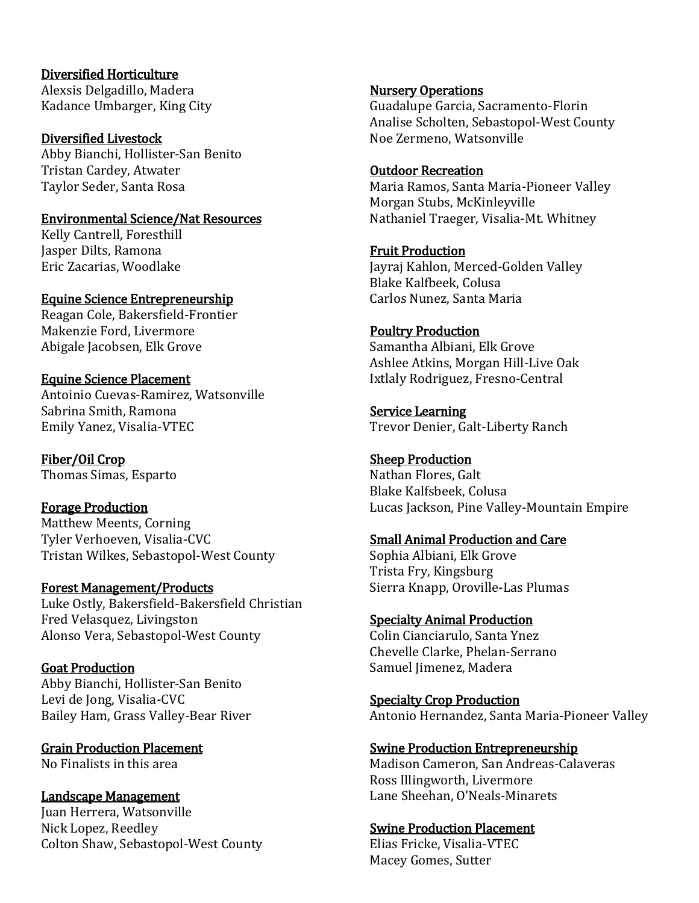**Diversified Horticulture**
Alexsis Delgadillo, Madera
Kadance Umbarger, King City

**Diversified Livestock**
Abby Bianchi, Hollister-San Benito
Tristan Cardey, Atwater
Taylor Seder, Santa Rosa

**Environmental Science/Nat Resources**
Kelly Cantrell, Foresthill
Jasper Dilts, Ramona
Eric Zacarias, Woodlake

**Equine Science Entrepreneurship**
Reagan Cole, Bakersfield-Frontier
Makenzie Ford, Livermore
Abigale Jacobsen, Elk Grove

**Equine Science Placement**
Antoinio Cuevas-Ramirez, Watsonville
Sabrina Smith, Ramona
Emily Yanez, Visalia-VTEC

**Fiber/Oil Crop**
Thomas Simas, Esparto

**Forage Production**
Matthew Meents, Corning
Tyler Verhoeven, Visalia-CVC
Tristan Wilkes, Sebastopol-West County

**Forest Management/Products**
Luke Ostly, Bakersfield-Bakersfield Christian
Fred Velasquez, Livingston
Alonso Vera, Sebastopol-West County

**Goat Production**
Abby Bianchi, Hollister-San Benito
Levi de Jong, Visalia-CVC
Bailey Ham, Grass Valley-Bear River

**Grain Production Placement**
No Finalists in this area

**Landscape Management**
Juan Herrera, Watsonville
Nick Lopez, Reedley
Colton Shaw, Sebastopol-West County

**Nursery Operations**
Guadalupe Garcia, Sacramento-Florin
Analise Scholten, Sebastopol-West County
Noe Zermeno, Watsonville

**Outdoor Recreation**
Maria Ramos, Santa Maria-Pioneer Valley
Morgan Stubs, McKinleyville
Nathaniel Traeger, Visalia-Mt. Whitney

**Fruit Production**
Jayraj Kahlon, Merced-Golden Valley
Blake Kalfbeek, Colusa
Carlos Nunez, Santa Maria

**Poultry Production**
Samantha Albiani, Elk Grove
Ashlee Atkins, Morgan Hill-Live Oak
Ixtlaly Rodriguez, Fresno-Central

**Service Learning**
Trevor Denier, Galt-Liberty Ranch

**Sheep Production**
Nathan Flores, Galt
Blake Kalfsbeek, Colusa
Lucas Jackson, Pine Valley-Mountain Empire

**Small Animal Production and Care**
Sophia Albiani, Elk Grove
Trista Fry, Kingsburg
Sierra Knapp, Oroville-Las Plumas

**Specialty Animal Production**
Colin Cianciarulo, Santa Ynez
Chevelle Clarke, Phelan-Serrano
Samuel Jimenez, Madera

**Specialty Crop Production**
Antonio Hernandez, Santa Maria-Pioneer Valley

**Swine Production Entrepreneurship**
Madison Cameron, San Andreas-Calaveras
Ross Illingworth, Livermore
Lane Sheehan, O'Neals-Minarets

**Swine Production Placement**
Elias Fricke, Visalia-VTEC
Macey Gomes, Sutter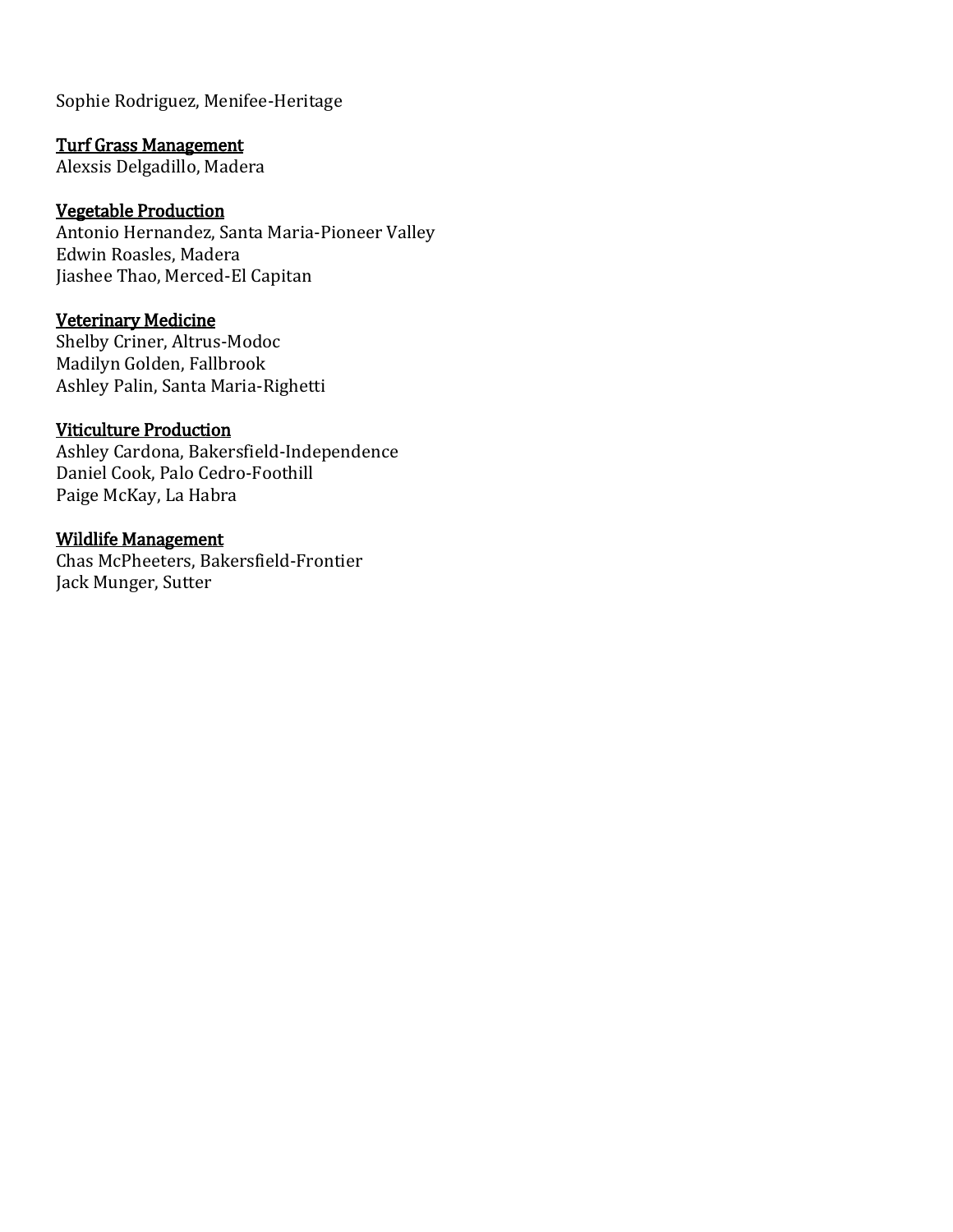Sophie Rodriguez, Menifee-Heritage

<u>Turf Grass Management</u>
Alexsis Delgadillo, Madera

<u>Vegetable Production</u>
Antonio Hernandez, Santa Maria-Pioneer Valley
Edwin Roasles, Madera
Jiashee Thao, Merced-El Capitan

<u>Veterinary Medicine</u>
Shelby Criner, Altrus-Modoc
Madilyn Golden, Fallbrook
Ashley Palin, Santa Maria-Righetti

<u>Viticulture Production</u>
Ashley Cardona, Bakersfield-Independence
Daniel Cook, Palo Cedro-Foothill
Paige McKay, La Habra

<u>Wildlife Management</u>
Chas McPheeters, Bakersfield-Frontier
Jack Munger, Sutter